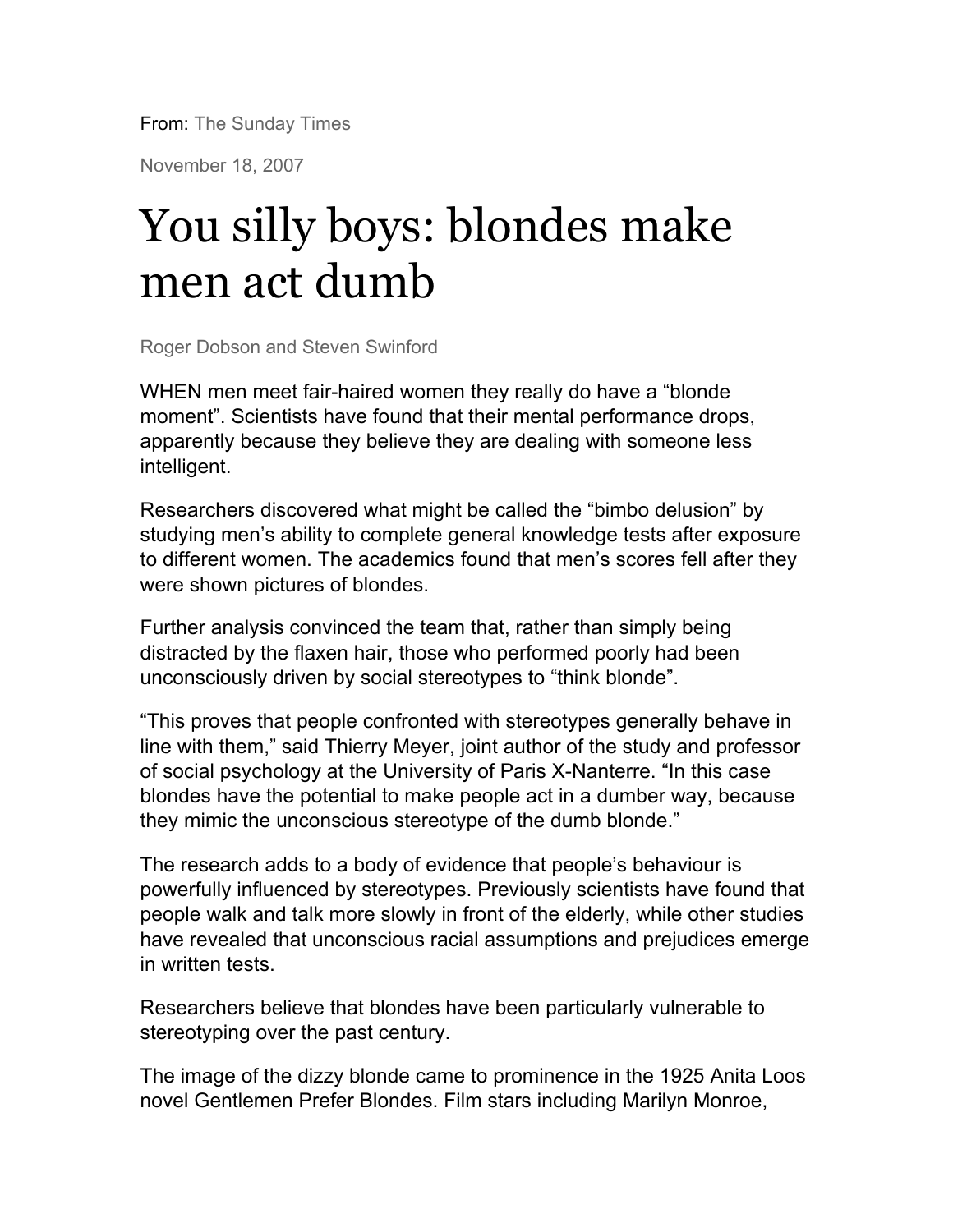From: The Sunday Times

November 18, 2007

# You silly boys: blondes make men act dumb

Roger Dobson and Steven Swinford

WHEN men meet fair-haired women they really do have a "blonde moment". Scientists have found that their mental performance drops, apparently because they believe they are dealing with someone less intelligent.

Researchers discovered what might be called the "bimbo delusion" by studying men's ability to complete general knowledge tests after exposure to different women. The academics found that men's scores fell after they were shown pictures of blondes.

Further analysis convinced the team that, rather than simply being distracted by the flaxen hair, those who performed poorly had been unconsciously driven by social stereotypes to "think blonde".

"This proves that people confronted with stereotypes generally behave in line with them," said Thierry Meyer, joint author of the study and professor of social psychology at the University of Paris X-Nanterre. "In this case blondes have the potential to make people act in a dumber way, because they mimic the unconscious stereotype of the dumb blonde."

The research adds to a body of evidence that people's behaviour is powerfully influenced by stereotypes. Previously scientists have found that people walk and talk more slowly in front of the elderly, while other studies have revealed that unconscious racial assumptions and prejudices emerge in written tests.

Researchers believe that blondes have been particularly vulnerable to stereotyping over the past century.

The image of the dizzy blonde came to prominence in the 1925 Anita Loos novel Gentlemen Prefer Blondes. Film stars including Marilyn Monroe,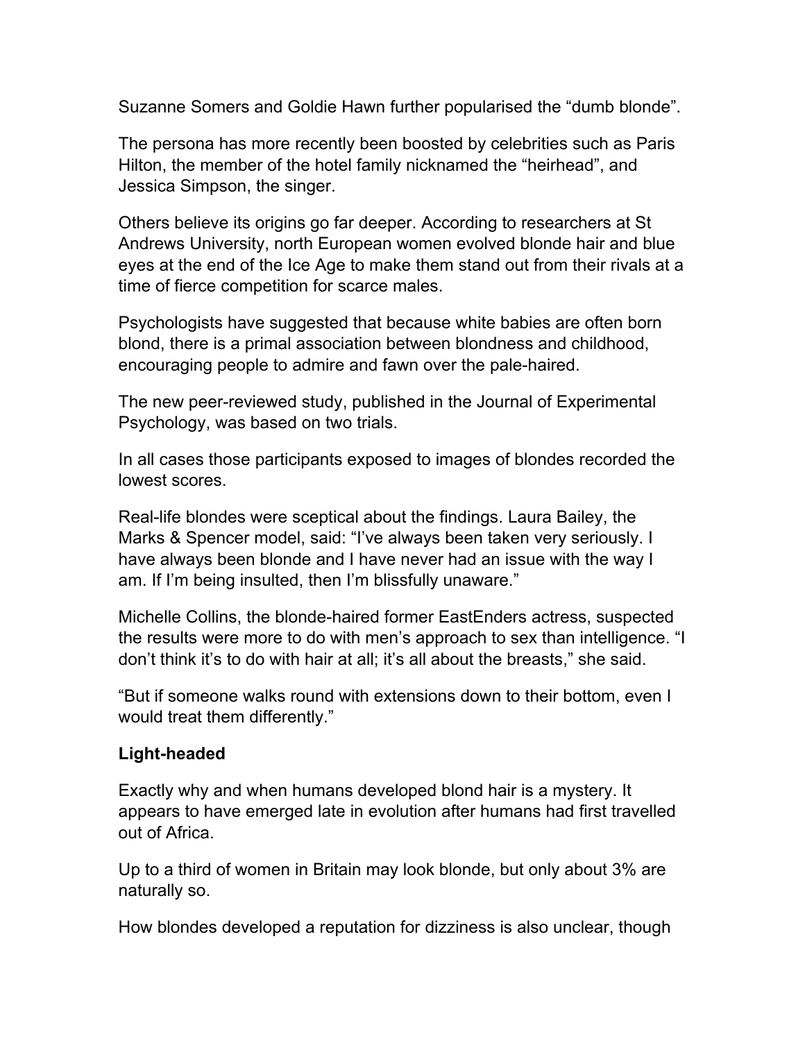Suzanne Somers and Goldie Hawn further popularised the “dumb blonde”.

The persona has more recently been boosted by celebrities such as Paris Hilton, the member of the hotel family nicknamed the “heirhead”, and Jessica Simpson, the singer.

Others believe its origins go far deeper. According to researchers at St Andrews University, north European women evolved blonde hair and blue eyes at the end of the Ice Age to make them stand out from their rivals at a time of fierce competition for scarce males.

Psychologists have suggested that because white babies are often born blond, there is a primal association between blondness and childhood, encouraging people to admire and fawn over the pale-haired.

The new peer-reviewed study, published in the Journal of Experimental Psychology, was based on two trials.

In all cases those participants exposed to images of blondes recorded the lowest scores.

Real-life blondes were sceptical about the findings. Laura Bailey, the Marks & Spencer model, said: “I’ve always been taken very seriously. I have always been blonde and I have never had an issue with the way I am. If I’m being insulted, then I’m blissfully unaware.”

Michelle Collins, the blonde-haired former EastEnders actress, suspected the results were more to do with men’s approach to sex than intelligence. “I don’t think it’s to do with hair at all; it’s all about the breasts,” she said.

“But if someone walks round with extensions down to their bottom, even I would treat them differently.”

**Light-headed**

Exactly why and when humans developed blond hair is a mystery. It appears to have emerged late in evolution after humans had first travelled out of Africa.

Up to a third of women in Britain may look blonde, but only about 3% are naturally so.

How blondes developed a reputation for dizziness is also unclear, though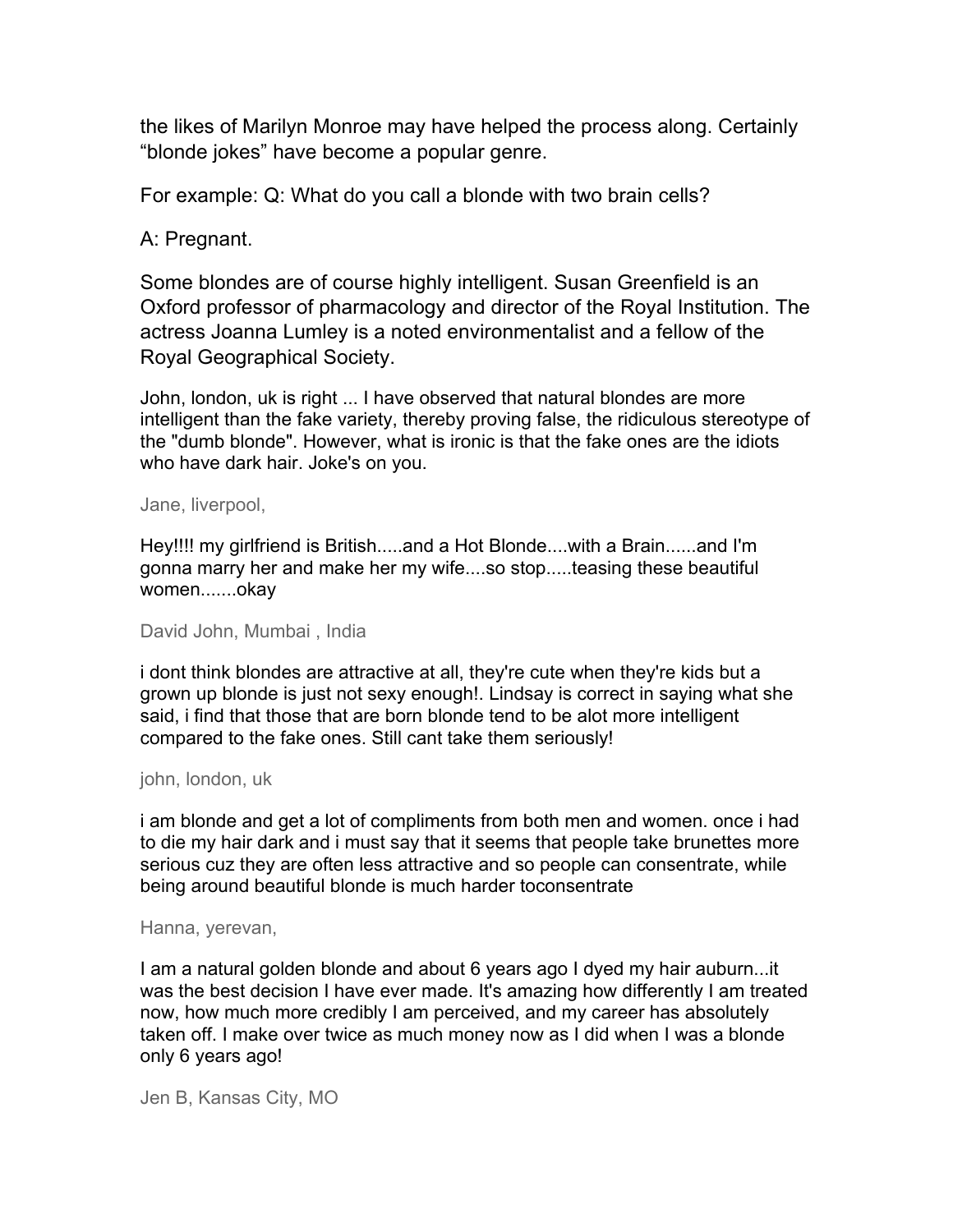the likes of Marilyn Monroe may have helped the process along. Certainly "blonde jokes" have become a popular genre.

For example: Q: What do you call a blonde with two brain cells?

A: Pregnant.

Some blondes are of course highly intelligent. Susan Greenfield is an Oxford professor of pharmacology and director of the Royal Institution. The actress Joanna Lumley is a noted environmentalist and a fellow of the Royal Geographical Society.

John, london, uk is right ... I have observed that natural blondes are more intelligent than the fake variety, thereby proving false, the ridiculous stereotype of the "dumb blonde". However, what is ironic is that the fake ones are the idiots who have dark hair. Joke's on you.

Jane, liverpool,

Hey!!!! my girlfriend is British.....and a Hot Blonde....with a Brain......and I'm gonna marry her and make her my wife....so stop.....teasing these beautiful women.......okay

David John, Mumbai , India

i dont think blondes are attractive at all, they're cute when they're kids but a grown up blonde is just not sexy enough!. Lindsay is correct in saying what she said, i find that those that are born blonde tend to be alot more intelligent compared to the fake ones. Still cant take them seriously!

john, london, uk

i am blonde and get a lot of compliments from both men and women. once i had to die my hair dark and i must say that it seems that people take brunettes more serious cuz they are often less attractive and so people can consentrate, while being around beautiful blonde is much harder toconsentrate

Hanna, yerevan,

I am a natural golden blonde and about 6 years ago I dyed my hair auburn...it was the best decision I have ever made. It's amazing how differently I am treated now, how much more credibly I am perceived, and my career has absolutely taken off. I make over twice as much money now as I did when I was a blonde only 6 years ago!

Jen B, Kansas City, MO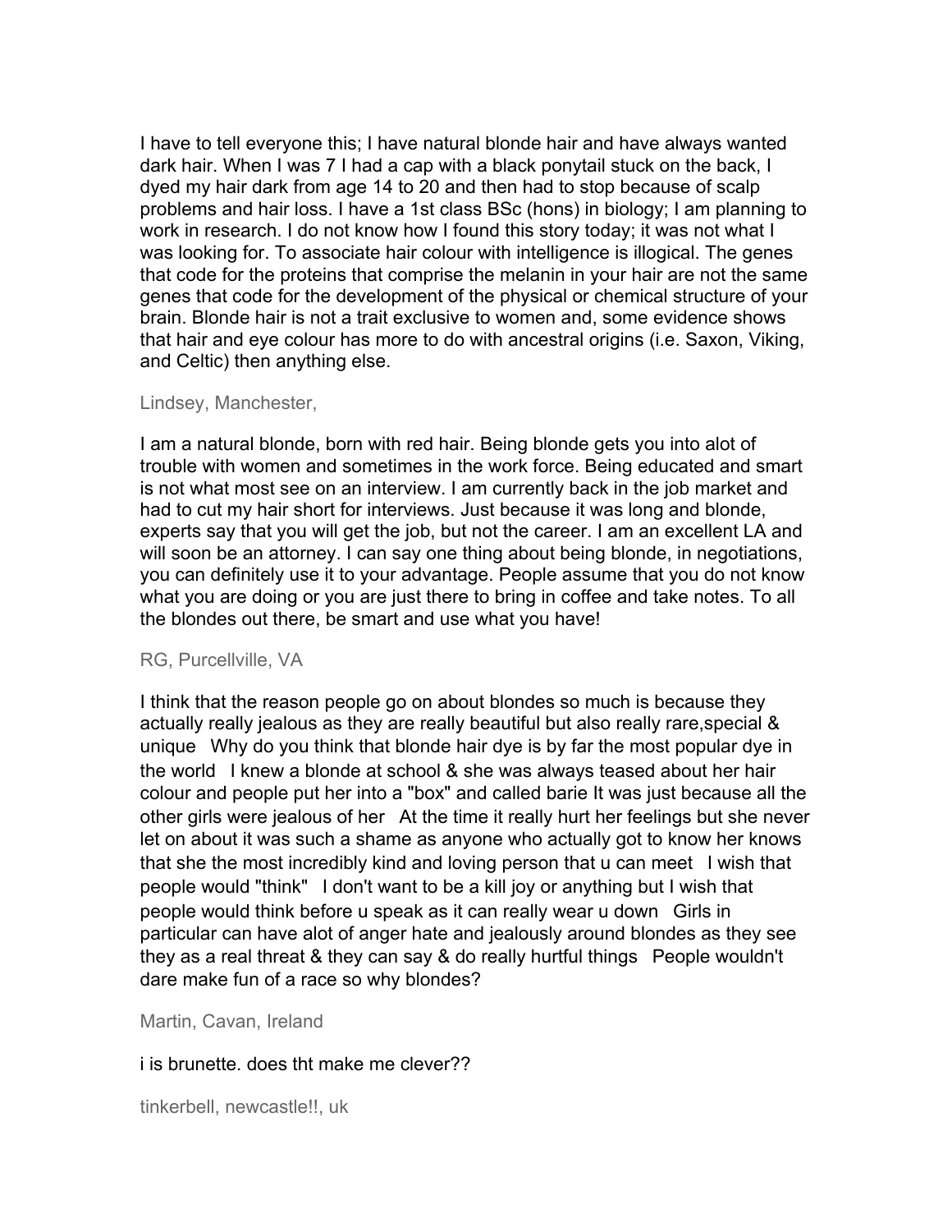I have to tell everyone this; I have natural blonde hair and have always wanted dark hair. When I was 7 I had a cap with a black ponytail stuck on the back, I dyed my hair dark from age 14 to 20 and then had to stop because of scalp problems and hair loss. I have a 1st class BSc (hons) in biology; I am planning to work in research. I do not know how I found this story today; it was not what I was looking for. To associate hair colour with intelligence is illogical. The genes that code for the proteins that comprise the melanin in your hair are not the same genes that code for the development of the physical or chemical structure of your brain. Blonde hair is not a trait exclusive to women and, some evidence shows that hair and eye colour has more to do with ancestral origins (i.e. Saxon, Viking, and Celtic) then anything else.

Lindsey, Manchester,

I am a natural blonde, born with red hair. Being blonde gets you into alot of trouble with women and sometimes in the work force. Being educated and smart is not what most see on an interview. I am currently back in the job market and had to cut my hair short for interviews. Just because it was long and blonde, experts say that you will get the job, but not the career. I am an excellent LA and will soon be an attorney. I can say one thing about being blonde, in negotiations, you can definitely use it to your advantage. People assume that you do not know what you are doing or you are just there to bring in coffee and take notes. To all the blondes out there, be smart and use what you have!

RG, Purcellville, VA

I think that the reason people go on about blondes so much is because they actually really jealous as they are really beautiful but also really rare,special & unique   Why do you think that blonde hair dye is by far the most popular dye in the world   I knew a blonde at school & she was always teased about her hair colour and people put her into a "box" and called barie It was just because all the other girls were jealous of her   At the time it really hurt her feelings but she never let on about it was such a shame as anyone who actually got to know her knows that she the most incredibly kind and loving person that u can meet   I wish that people would "think"   I don't want to be a kill joy or anything but I wish that people would think before u speak as it can really wear u down   Girls in particular can have alot of anger hate and jealously around blondes as they see they as a real threat & they can say & do really hurtful things   People wouldn't dare make fun of a race so why blondes?

Martin, Cavan, Ireland

i is brunette. does tht make me clever??

tinkerbell, newcastle!!, uk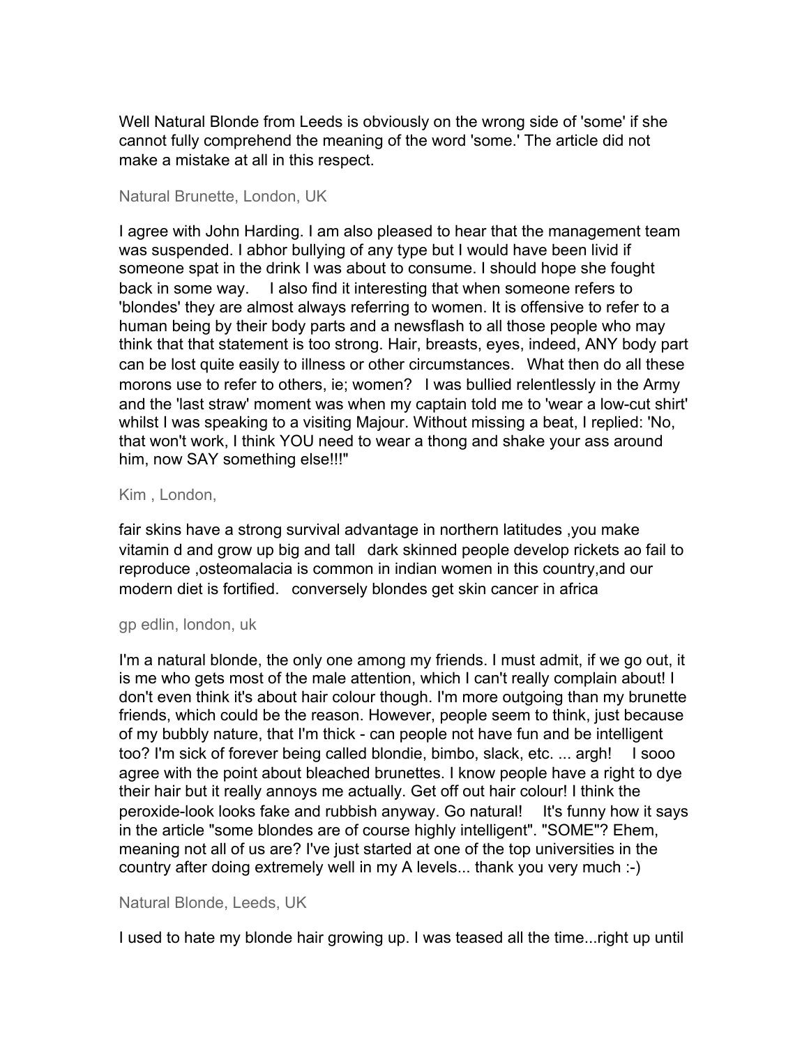Well Natural Blonde from Leeds is obviously on the wrong side of 'some' if she cannot fully comprehend the meaning of the word 'some.' The article did not make a mistake at all in this respect.

Natural Brunette, London, UK

I agree with John Harding. I am also pleased to hear that the management team was suspended. I abhor bullying of any type but I would have been livid if someone spat in the drink I was about to consume. I should hope she fought back in some way.   I also find it interesting that when someone refers to 'blondes' they are almost always referring to women. It is offensive to refer to a human being by their body parts and a newsflash to all those people who may think that that statement is too strong. Hair, breasts, eyes, indeed, ANY body part can be lost quite easily to illness or other circumstances.   What then do all these morons use to refer to others, ie; women?   I was bullied relentlessly in the Army and the 'last straw' moment was when my captain told me to 'wear a low-cut shirt' whilst I was speaking to a visiting Majour. Without missing a beat, I replied: 'No, that won't work, I think YOU need to wear a thong and shake your ass around him, now SAY something else!!!"

Kim , London,

fair skins have a strong survival advantage in northern latitudes ,you make vitamin d and grow up big and tall   dark skinned people develop rickets ao fail to reproduce ,osteomalacia is common in indian women in this country,and our modern diet is fortified.   conversely blondes get skin cancer in africa

gp edlin, london, uk

I'm a natural blonde, the only one among my friends. I must admit, if we go out, it is me who gets most of the male attention, which I can't really complain about! I don't even think it's about hair colour though. I'm more outgoing than my brunette friends, which could be the reason. However, people seem to think, just because of my bubbly nature, that I'm thick - can people not have fun and be intelligent too? I'm sick of forever being called blondie, bimbo, slack, etc. ... argh!   I sooo agree with the point about bleached brunettes. I know people have a right to dye their hair but it really annoys me actually. Get off out hair colour! I think the peroxide-look looks fake and rubbish anyway. Go natural!   It's funny how it says in the article "some blondes are of course highly intelligent". "SOME"? Ehem, meaning not all of us are? I've just started at one of the top universities in the country after doing extremely well in my A levels... thank you very much :-)

Natural Blonde, Leeds, UK

I used to hate my blonde hair growing up. I was teased all the time...right up until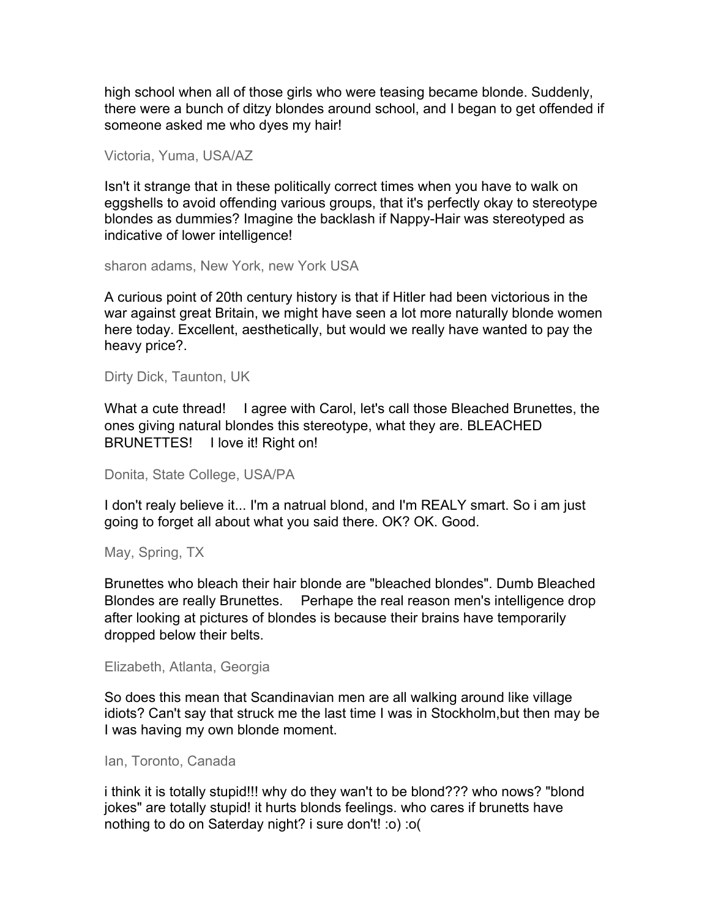high school when all of those girls who were teasing became blonde. Suddenly, there were a bunch of ditzy blondes around school, and I began to get offended if someone asked me who dyes my hair!

Victoria, Yuma, USA/AZ

Isn't it strange that in these politically correct times when you have to walk on eggshells to avoid offending various groups, that it's perfectly okay to stereotype blondes as dummies? Imagine the backlash if Nappy-Hair was stereotyped as indicative of lower intelligence!

sharon adams, New York, new York USA

A curious point of 20th century history is that if Hitler had been victorious in the war against great Britain, we might have seen a lot more naturally blonde women here today. Excellent, aesthetically, but would we really have wanted to pay the heavy price?.

Dirty Dick, Taunton, UK

What a cute thread!   I agree with Carol, let's call those Bleached Brunettes, the ones giving natural blondes this stereotype, what they are. BLEACHED BRUNETTES!   I love it! Right on!

Donita, State College, USA/PA

I don't realy believe it... I'm a natrual blond, and I'm REALY smart. So i am just going to forget all about what you said there. OK? OK. Good.

May, Spring, TX

Brunettes who bleach their hair blonde are "bleached blondes". Dumb Bleached Blondes are really Brunettes.   Perhape the real reason men's intelligence drop after looking at pictures of blondes is because their brains have temporarily dropped below their belts.

Elizabeth, Atlanta, Georgia

So does this mean that Scandinavian men are all walking around like village idiots? Can't say that struck me the last time I was in Stockholm,but then may be I was having my own blonde moment.

Ian, Toronto, Canada

i think it is totally stupid!!! why do they wan't to be blond??? who nows? "blond jokes" are totally stupid! it hurts blonds feelings. who cares if brunetts have nothing to do on Saterday night? i sure don't! :o) :o(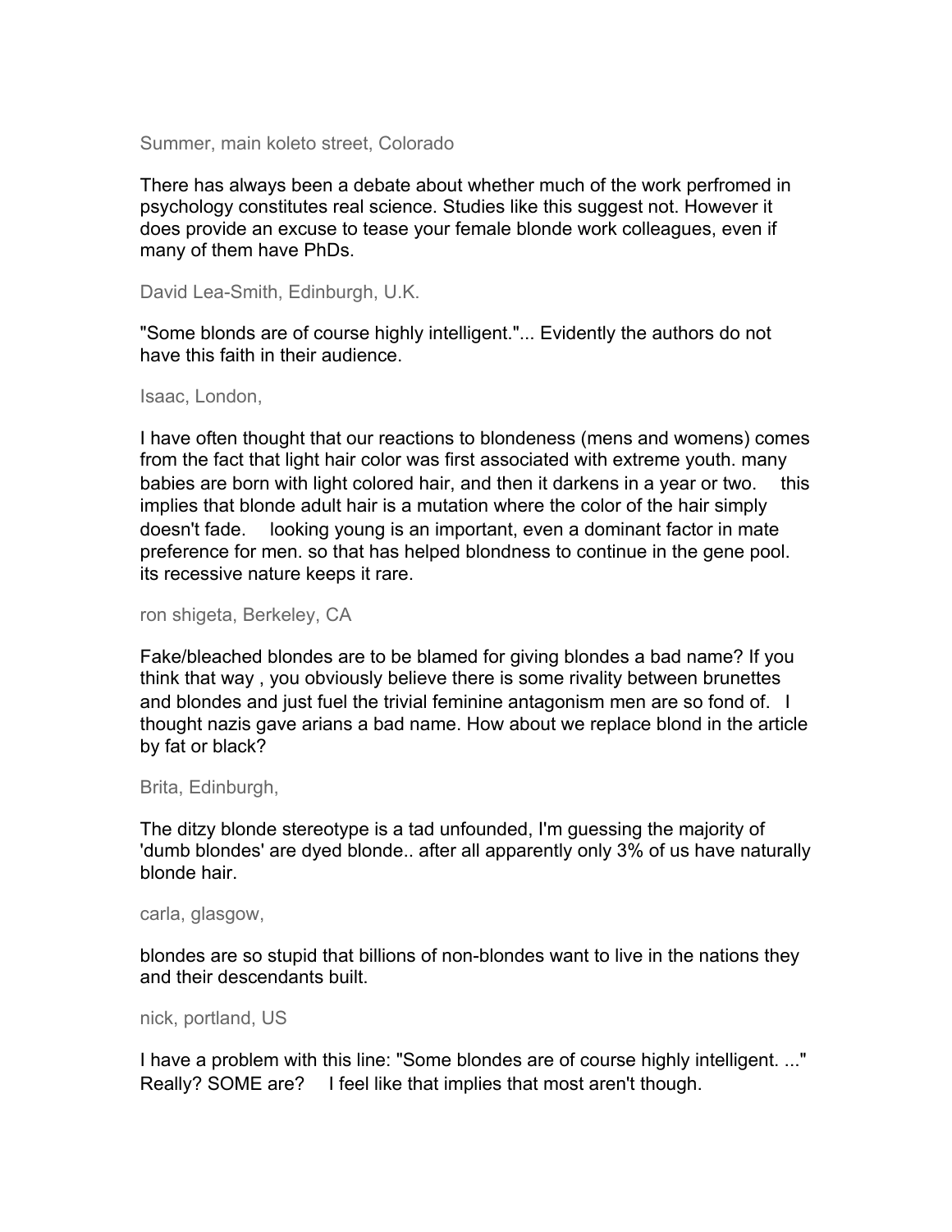Summer, main koleto street, Colorado

There has always been a debate about whether much of the work perfromed in psychology constitutes real science. Studies like this suggest not. However it does provide an excuse to tease your female blonde work colleagues, even if many of them have PhDs.

David Lea-Smith, Edinburgh, U.K.

"Some blonds are of course highly intelligent."... Evidently the authors do not have this faith in their audience.

Isaac, London,

I have often thought that our reactions to blondeness (mens and womens) comes from the fact that light hair color was first associated with extreme youth. many babies are born with light colored hair, and then it darkens in a year or two. this implies that blonde adult hair is a mutation where the color of the hair simply doesn't fade. looking young is an important, even a dominant factor in mate preference for men. so that has helped blondness to continue in the gene pool. its recessive nature keeps it rare.

ron shigeta, Berkeley, CA

Fake/bleached blondes are to be blamed for giving blondes a bad name? If you think that way , you obviously believe there is some rivality between brunettes and blondes and just fuel the trivial feminine antagonism men are so fond of. I thought nazis gave arians a bad name. How about we replace blond in the article by fat or black?

Brita, Edinburgh,

The ditzy blonde stereotype is a tad unfounded, I'm guessing the majority of 'dumb blondes' are dyed blonde.. after all apparently only 3% of us have naturally blonde hair.

carla, glasgow,

blondes are so stupid that billions of non-blondes want to live in the nations they and their descendants built.

nick, portland, US

I have a problem with this line: "Some blondes are of course highly intelligent. ..." Really? SOME are? I feel like that implies that most aren't though.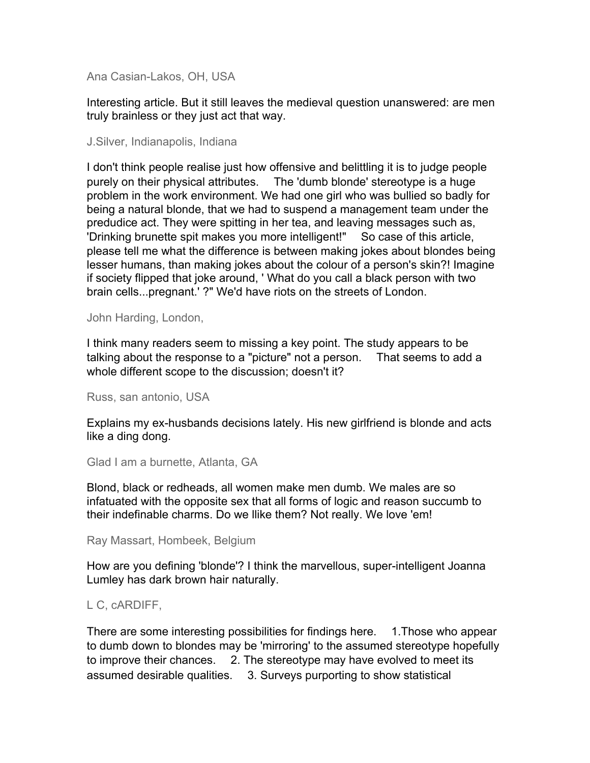Ana Casian-Lakos, OH, USA

Interesting article. But it still leaves the medieval question unanswered: are men truly brainless or they just act that way.

J.Silver, Indianapolis, Indiana

I don't think people realise just how offensive and belittling it is to judge people purely on their physical attributes.     The 'dumb blonde' stereotype is a huge problem in the work environment. We had one girl who was bullied so badly for being a natural blonde, that we had to suspend a management team under the predudice act. They were spitting in her tea, and leaving messages such as, 'Drinking brunette spit makes you more intelligent!"     So case of this article, please tell me what the difference is between making jokes about blondes being lesser humans, than making jokes about the colour of a person's skin?! Imagine if society flipped that joke around, ' What do you call a black person with two brain cells...pregnant.' ?" We'd have riots on the streets of London.

John Harding, London,

I think many readers seem to missing a key point. The study appears to be talking about the response to a "picture" not a person.     That seems to add a whole different scope to the discussion; doesn't it?

Russ, san antonio, USA

Explains my ex-husbands decisions lately. His new girlfriend is blonde and acts like a ding dong.

Glad I am a burnette, Atlanta, GA

Blond, black or redheads, all women make men dumb. We males are so infatuated with the opposite sex that all forms of logic and reason succumb to their indefinable charms. Do we llike them? Not really. We love 'em!

Ray Massart, Hombeek, Belgium

How are you defining 'blonde'? I think the marvellous, super-intelligent Joanna Lumley has dark brown hair naturally.

L C, cARDIFF,

There are some interesting possibilities for findings here.     1.Those who appear to dumb down to blondes may be 'mirroring' to the assumed stereotype hopefully to improve their chances.     2. The stereotype may have evolved to meet its assumed desirable qualities.     3. Surveys purporting to show statistical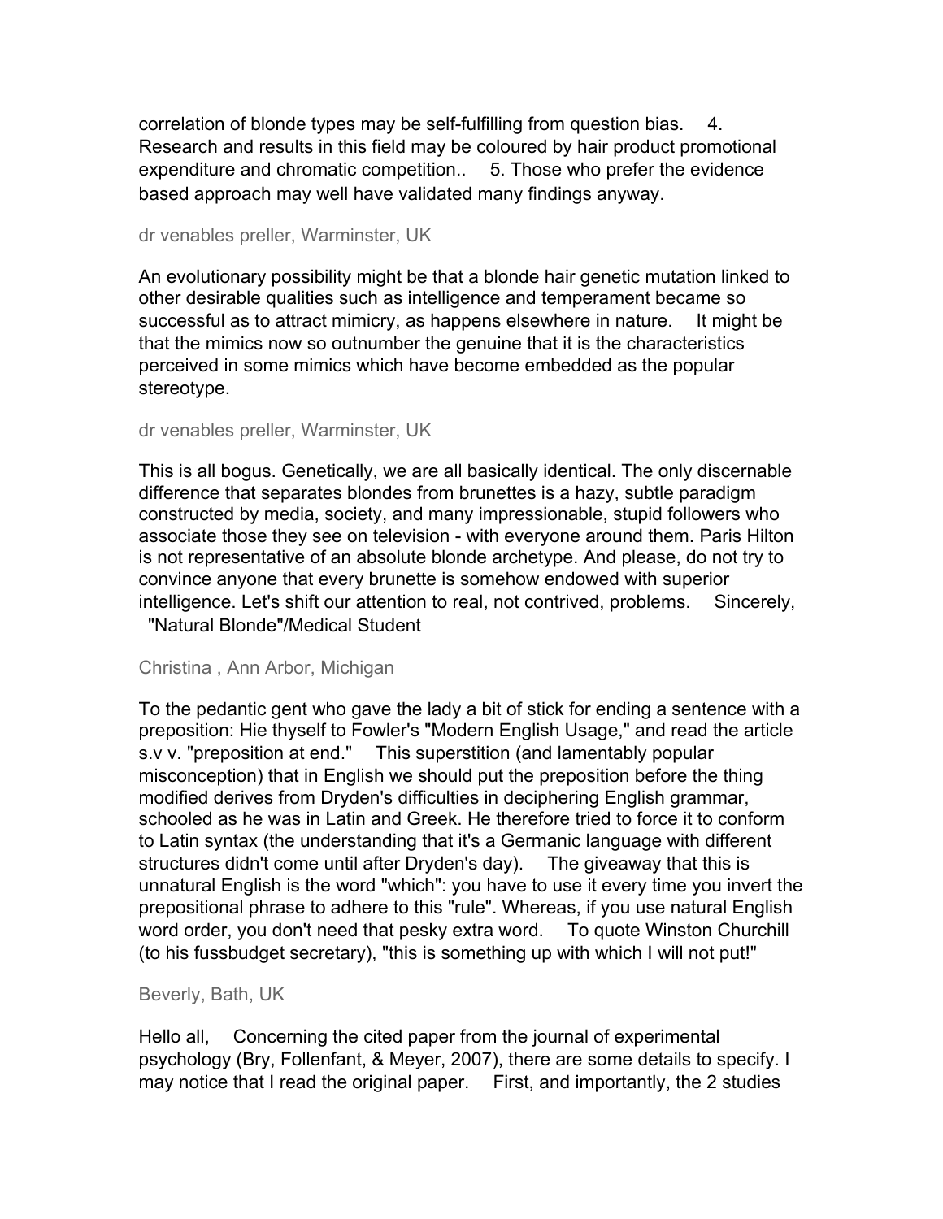correlation of blonde types may be self-fulfilling from question bias.     4. Research and results in this field may be coloured by hair product promotional expenditure and chromatic competition..     5. Those who prefer the evidence based approach may well have validated many findings anyway.

dr venables preller, Warminster, UK

An evolutionary possibility might be that a blonde hair genetic mutation linked to other desirable qualities such as intelligence and temperament became so successful as to attract mimicry, as happens elsewhere in nature.     It might be that the mimics now so outnumber the genuine that it is the characteristics perceived in some mimics which have become embedded as the popular stereotype.

dr venables preller, Warminster, UK

This is all bogus. Genetically, we are all basically identical. The only discernable difference that separates blondes from brunettes is a hazy, subtle paradigm constructed by media, society, and many impressionable, stupid followers who associate those they see on television - with everyone around them. Paris Hilton is not representative of an absolute blonde archetype. And please, do not try to convince anyone that every brunette is somehow endowed with superior intelligence. Let's shift our attention to real, not contrived, problems.     Sincerely, "Natural Blonde"/Medical Student

Christina , Ann Arbor, Michigan

To the pedantic gent who gave the lady a bit of stick for ending a sentence with a preposition: Hie thyself to Fowler's "Modern English Usage," and read the article s.v v. "preposition at end."     This superstition (and lamentably popular misconception) that in English we should put the preposition before the thing modified derives from Dryden's difficulties in deciphering English grammar, schooled as he was in Latin and Greek. He therefore tried to force it to conform to Latin syntax (the understanding that it's a Germanic language with different structures didn't come until after Dryden's day).     The giveaway that this is unnatural English is the word "which": you have to use it every time you invert the prepositional phrase to adhere to this "rule". Whereas, if you use natural English word order, you don't need that pesky extra word.     To quote Winston Churchill (to his fussbudget secretary), "this is something up with which I will not put!"

Beverly, Bath, UK

Hello all,     Concerning the cited paper from the journal of experimental psychology (Bry, Follenfant, & Meyer, 2007), there are some details to specify. I may notice that I read the original paper.     First, and importantly, the 2 studies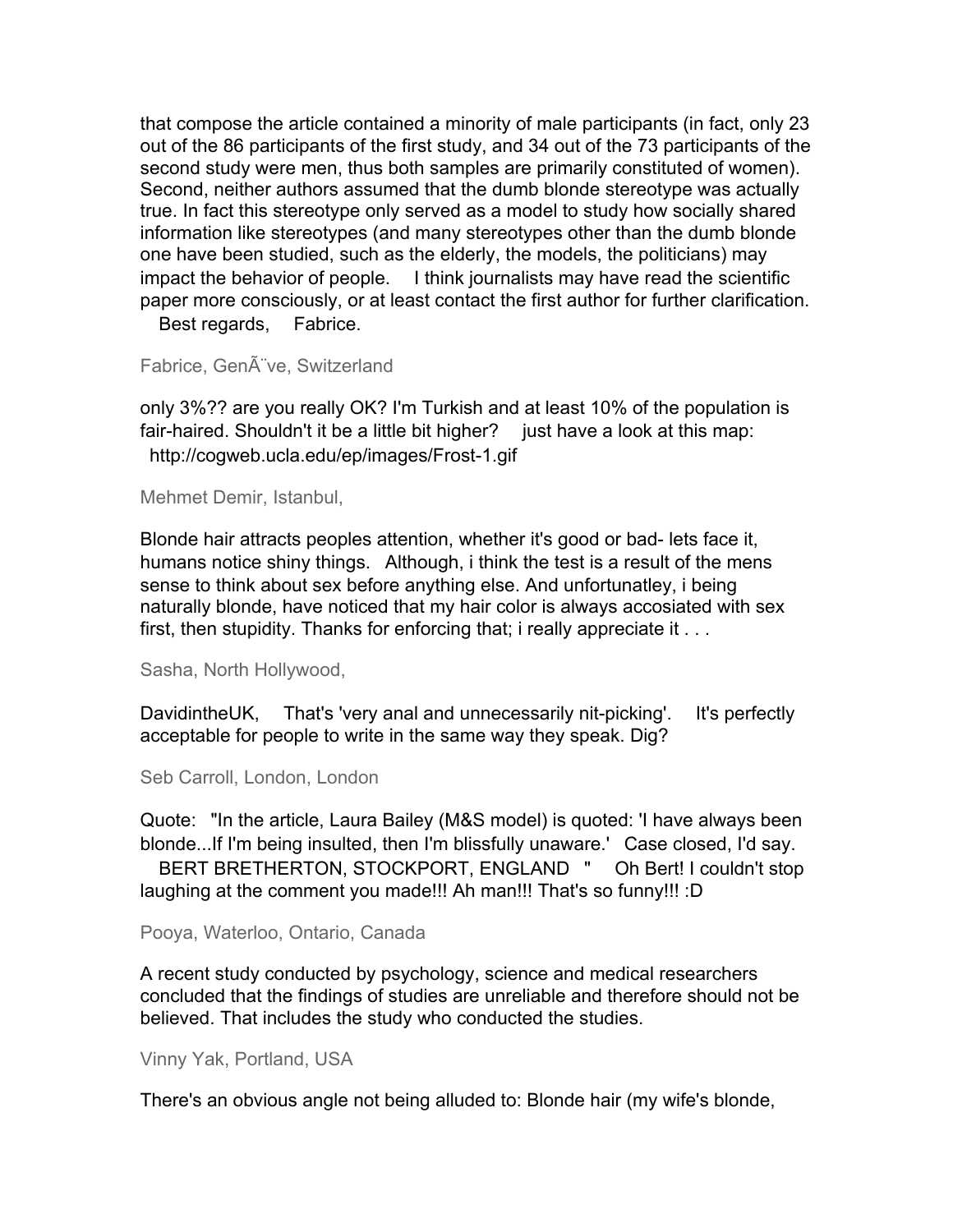that compose the article contained a minority of male participants (in fact, only 23 out of the 86 participants of the first study, and 34 out of the 73 participants of the second study were men, thus both samples are primarily constituted of women). Second, neither authors assumed that the dumb blonde stereotype was actually true. In fact this stereotype only served as a model to study how socially shared information like stereotypes (and many stereotypes other than the dumb blonde one have been studied, such as the elderly, the models, the politicians) may impact the behavior of people. I think journalists may have read the scientific paper more consciously, or at least contact the first author for further clarification. Best regards, Fabrice.

Fabrice, GenÃ¨ve, Switzerland

only 3%?? are you really OK? I'm Turkish and at least 10% of the population is fair-haired. Shouldn't it be a little bit higher? just have a look at this map: http://cogweb.ucla.edu/ep/images/Frost-1.gif

Mehmet Demir, Istanbul,

Blonde hair attracts peoples attention, whether it's good or bad- lets face it, humans notice shiny things. Although, i think the test is a result of the mens sense to think about sex before anything else. And unfortunatley, i being naturally blonde, have noticed that my hair color is always accosiated with sex first, then stupidity. Thanks for enforcing that; i really appreciate it . . .

Sasha, North Hollywood,

DavidintheUK, That's 'very anal and unnecessarily nit-picking'. It's perfectly acceptable for people to write in the same way they speak. Dig?

Seb Carroll, London, London

Quote: "In the article, Laura Bailey (M&S model) is quoted: 'I have always been blonde...If I'm being insulted, then I'm blissfully unaware.' Case closed, I'd say. BERT BRETHERTON, STOCKPORT, ENGLAND " Oh Bert! I couldn't stop laughing at the comment you made!!! Ah man!!! That's so funny!!! :D

Pooya, Waterloo, Ontario, Canada

A recent study conducted by psychology, science and medical researchers concluded that the findings of studies are unreliable and therefore should not be believed. That includes the study who conducted the studies.

Vinny Yak, Portland, USA

There's an obvious angle not being alluded to: Blonde hair (my wife's blonde,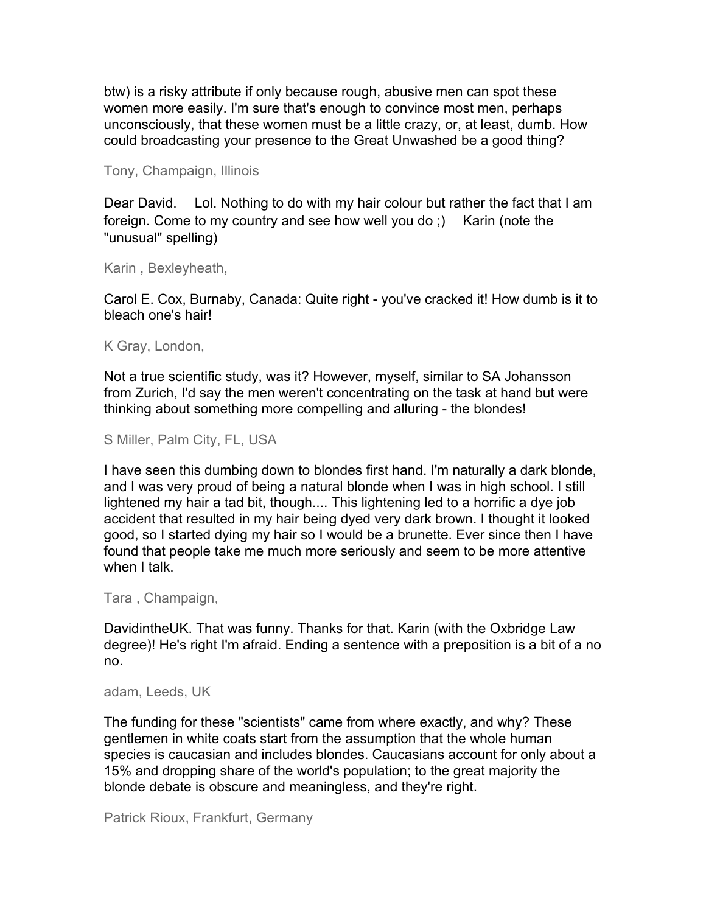btw) is a risky attribute if only because rough, abusive men can spot these women more easily. I'm sure that's enough to convince most men, perhaps unconsciously, that these women must be a little crazy, or, at least, dumb. How could broadcasting your presence to the Great Unwashed be a good thing?

Tony, Champaign, Illinois

Dear David.   Lol. Nothing to do with my hair colour but rather the fact that I am foreign. Come to my country and see how well you do ;)   Karin (note the "unusual" spelling)

Karin , Bexleyheath,

Carol E. Cox, Burnaby, Canada: Quite right - you've cracked it! How dumb is it to bleach one's hair!

K Gray, London,

Not a true scientific study, was it? However, myself, similar to SA Johansson from Zurich, I'd say the men weren't concentrating on the task at hand but were thinking about something more compelling and alluring - the blondes!

S Miller, Palm City, FL, USA

I have seen this dumbing down to blondes first hand. I'm naturally a dark blonde, and I was very proud of being a natural blonde when I was in high school. I still lightened my hair a tad bit, though.... This lightening led to a horrific a dye job accident that resulted in my hair being dyed very dark brown. I thought it looked good, so I started dying my hair so I would be a brunette. Ever since then I have found that people take me much more seriously and seem to be more attentive when I talk.

Tara , Champaign,

DavidintheUK. That was funny. Thanks for that. Karin (with the Oxbridge Law degree)! He's right I'm afraid. Ending a sentence with a preposition is a bit of a no no.

adam, Leeds, UK

The funding for these "scientists" came from where exactly, and why? These gentlemen in white coats start from the assumption that the whole human species is caucasian and includes blondes. Caucasians account for only about a 15% and dropping share of the world's population; to the great majority the blonde debate is obscure and meaningless, and they're right.

Patrick Rioux, Frankfurt, Germany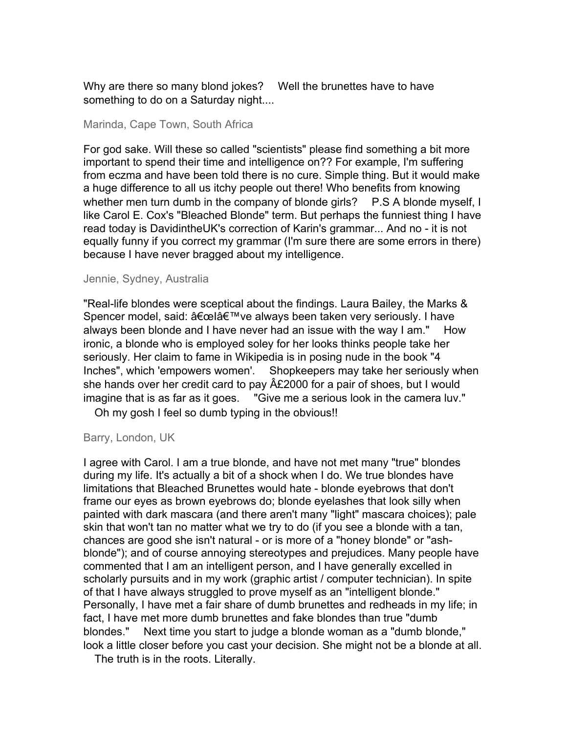Why are there so many blond jokes? Well the brunettes have to have something to do on a Saturday night....

Marinda, Cape Town, South Africa

For god sake. Will these so called "scientists" please find something a bit more important to spend their time and intelligence on?? For example, I'm suffering from eczma and have been told there is no cure. Simple thing. But it would make a huge difference to all us itchy people out there! Who benefits from knowing whether men turn dumb in the company of blonde girls? P.S A blonde myself, I like Carol E. Cox's "Bleached Blonde" term. But perhaps the funniest thing I have read today is DavidintheUK's correction of Karin's grammar... And no - it is not equally funny if you correct my grammar (I'm sure there are some errors in there) because I have never bragged about my intelligence.

Jennie, Sydney, Australia

"Real-life blondes were sceptical about the findings. Laura Bailey, the Marks & Spencer model, said: â€œIâ€™ve always been taken very seriously. I have always been blonde and I have never had an issue with the way I am." How ironic, a blonde who is employed soley for her looks thinks people take her seriously. Her claim to fame in Wikipedia is in posing nude in the book "4 Inches", which 'empowers women'. Shopkeepers may take her seriously when she hands over her credit card to pay Â£2000 for a pair of shoes, but I would imagine that is as far as it goes. "Give me a serious look in the camera luv." Oh my gosh I feel so dumb typing in the obvious!!

Barry, London, UK

I agree with Carol. I am a true blonde, and have not met many "true" blondes during my life. It's actually a bit of a shock when I do. We true blondes have limitations that Bleached Brunettes would hate - blonde eyebrows that don't frame our eyes as brown eyebrows do; blonde eyelashes that look silly when painted with dark mascara (and there aren't many "light" mascara choices); pale skin that won't tan no matter what we try to do (if you see a blonde with a tan, chances are good she isn't natural - or is more of a "honey blonde" or "ash-blonde"); and of course annoying stereotypes and prejudices. Many people have commented that I am an intelligent person, and I have generally excelled in scholarly pursuits and in my work (graphic artist / computer technician). In spite of that I have always struggled to prove myself as an "intelligent blonde." Personally, I have met a fair share of dumb brunettes and redheads in my life; in fact, I have met more dumb brunettes and fake blondes than true "dumb blondes." Next time you start to judge a blonde woman as a "dumb blonde," look a little closer before you cast your decision. She might not be a blonde at all. The truth is in the roots. Literally.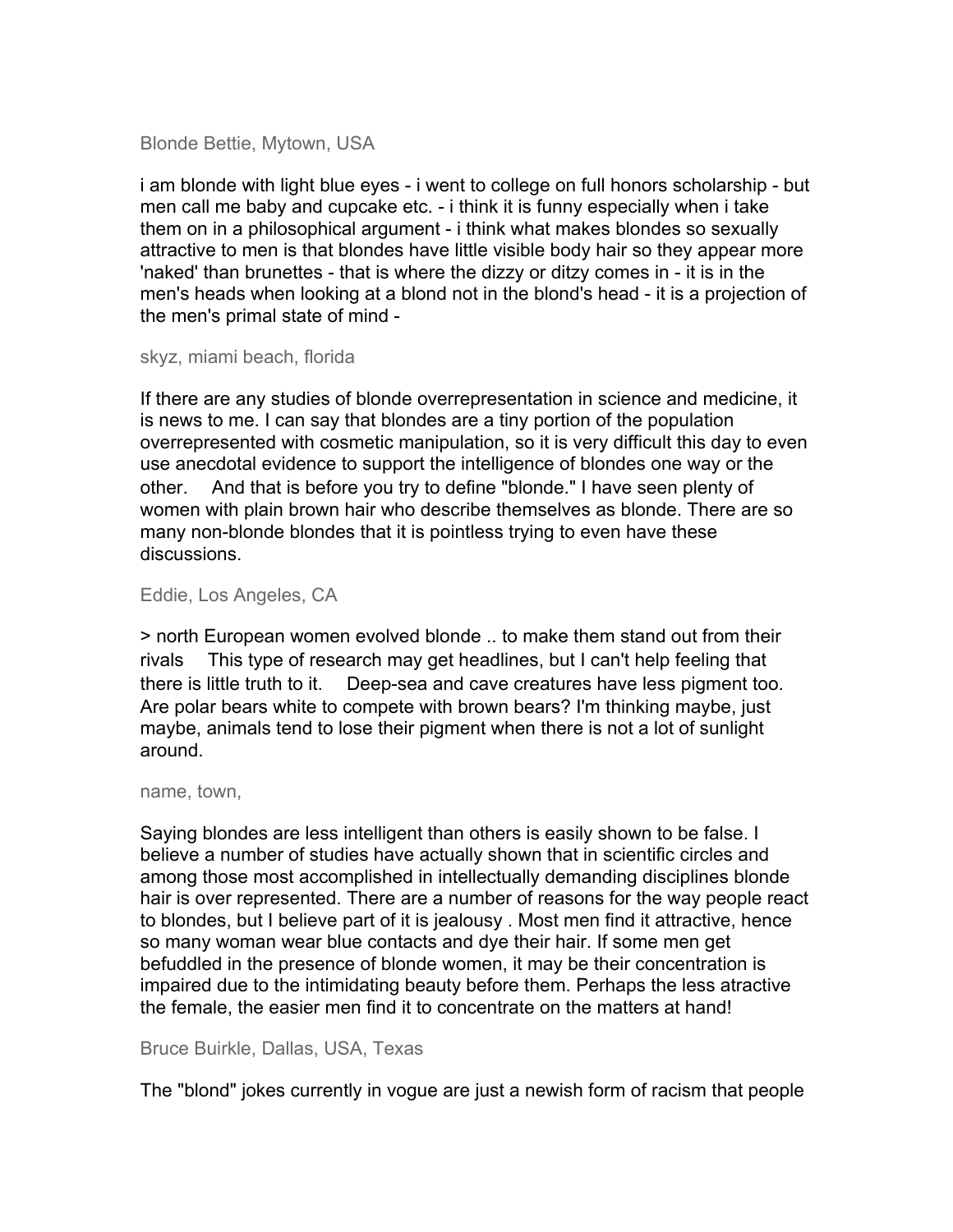Blonde Bettie, Mytown, USA

i am blonde with light blue eyes - i went to college on full honors scholarship - but men call me baby and cupcake etc. - i think it is funny especially when i take them on in a philosophical argument - i think what makes blondes so sexually attractive to men is that blondes have little visible body hair so they appear more 'naked' than brunettes - that is where the dizzy or ditzy comes in - it is in the men's heads when looking at a blond not in the blond's head - it is a projection of the men's primal state of mind -

skyz, miami beach, florida

If there are any studies of blonde overrepresentation in science and medicine, it is news to me. I can say that blondes are a tiny portion of the population overrepresented with cosmetic manipulation, so it is very difficult this day to even use anecdotal evidence to support the intelligence of blondes one way or the other.     And that is before you try to define "blonde." I have seen plenty of women with plain brown hair who describe themselves as blonde. There are so many non-blonde blondes that it is pointless trying to even have these discussions.

Eddie, Los Angeles, CA

> north European women evolved blonde .. to make them stand out from their rivals     This type of research may get headlines, but I can't help feeling that there is little truth to it.     Deep-sea and cave creatures have less pigment too. Are polar bears white to compete with brown bears? I'm thinking maybe, just maybe, animals tend to lose their pigment when there is not a lot of sunlight around.

name, town,

Saying blondes are less intelligent than others is easily shown to be false. I believe a number of studies have actually shown that in scientific circles and among those most accomplished in intellectually demanding disciplines blonde hair is over represented. There are a number of reasons for the way people react to blondes, but I believe part of it is jealousy . Most men find it attractive, hence so many woman wear blue contacts and dye their hair. If some men get befuddled in the presence of blonde women, it may be their concentration is impaired due to the intimidating beauty before them. Perhaps the less atractive the female, the easier men find it to concentrate on the matters at hand!

Bruce Buirkle, Dallas, USA, Texas

The "blond" jokes currently in vogue are just a newish form of racism that people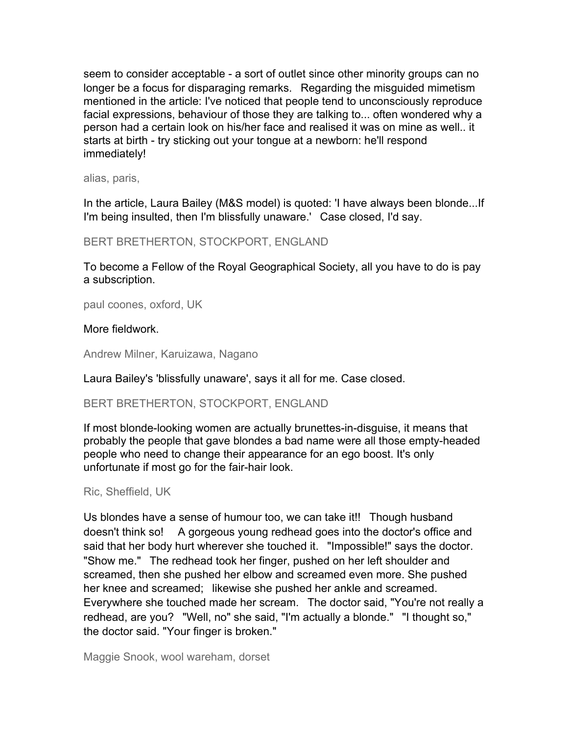seem to consider acceptable - a sort of outlet since other minority groups can no longer be a focus for disparaging remarks. Regarding the misguided mimetism mentioned in the article: I've noticed that people tend to unconsciously reproduce facial expressions, behaviour of those they are talking to... often wondered why a person had a certain look on his/her face and realised it was on mine as well.. it starts at birth - try sticking out your tongue at a newborn: he'll respond immediately!

alias, paris,

In the article, Laura Bailey (M&S model) is quoted: 'I have always been blonde...If I'm being insulted, then I'm blissfully unaware.' Case closed, I'd say.

BERT BRETHERTON, STOCKPORT, ENGLAND

To become a Fellow of the Royal Geographical Society, all you have to do is pay a subscription.

paul coones, oxford, UK

More fieldwork.

Andrew Milner, Karuizawa, Nagano

Laura Bailey's 'blissfully unaware', says it all for me. Case closed.

BERT BRETHERTON, STOCKPORT, ENGLAND

If most blonde-looking women are actually brunettes-in-disguise, it means that probably the people that gave blondes a bad name were all those empty-headed people who need to change their appearance for an ego boost. It's only unfortunate if most go for the fair-hair look.

Ric, Sheffield, UK

Us blondes have a sense of humour too, we can take it!! Though husband doesn't think so! A gorgeous young redhead goes into the doctor's office and said that her body hurt wherever she touched it. "Impossible!" says the doctor. "Show me." The redhead took her finger, pushed on her left shoulder and screamed, then she pushed her elbow and screamed even more. She pushed her knee and screamed; likewise she pushed her ankle and screamed. Everywhere she touched made her scream. The doctor said, "You're not really a redhead, are you? "Well, no" she said, "I'm actually a blonde." "I thought so," the doctor said. "Your finger is broken."

Maggie Snook, wool wareham, dorset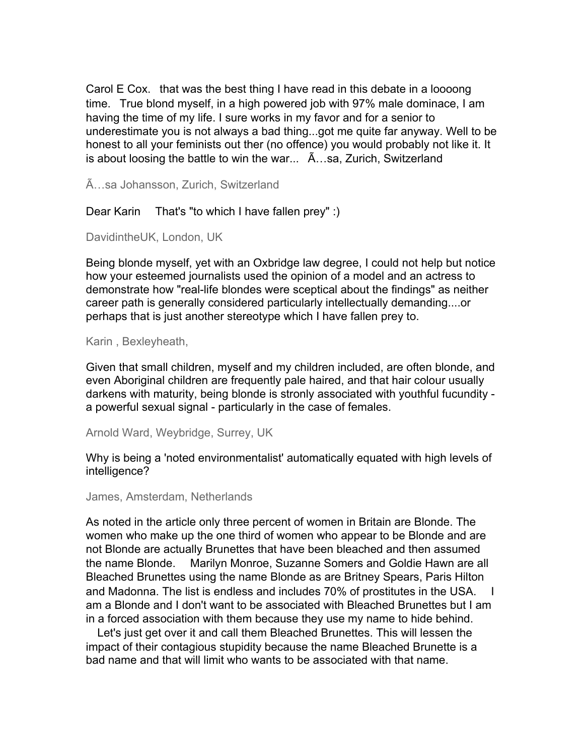Carol E Cox.   that was the best thing I have read in this debate in a loooong time.   True blond myself, in a high powered job with 97% male dominace, I am having the time of my life. I sure works in my favor and for a senior to underestimate you is not always a bad thing...got me quite far anyway. Well to be honest to all your feminists out ther (no offence) you would probably not like it. It is about loosing the battle to win the war...   Ã…sa, Zurich, Switzerland

Ã…sa Johansson, Zurich, Switzerland

Dear Karin     That's "to which I have fallen prey" :)

DavidintheUK, London, UK

Being blonde myself, yet with an Oxbridge law degree, I could not help but notice how your esteemed journalists used the opinion of a model and an actress to demonstrate how "real-life blondes were sceptical about the findings" as neither career path is generally considered particularly intellectually demanding....or perhaps that is just another stereotype which I have fallen prey to.

Karin , Bexleyheath,

Given that small children, myself and my children included, are often blonde, and even Aboriginal children are frequently pale haired, and that hair colour usually darkens with maturity, being blonde is stronly associated with youthful fucundity - a powerful sexual signal - particularly in the case of females.

Arnold Ward, Weybridge, Surrey, UK

Why is being a 'noted environmentalist' automatically equated with high levels of intelligence?

James, Amsterdam, Netherlands

As noted in the article only three percent of women in Britain are Blonde. The women who make up the one third of women who appear to be Blonde and are not Blonde are actually Brunettes that have been bleached and then assumed the name Blonde.     Marilyn Monroe, Suzanne Somers and Goldie Hawn are all Bleached Brunettes using the name Blonde as are Britney Spears, Paris Hilton and Madonna. The list is endless and includes 70% of prostitutes in the USA.     I am a Blonde and I don't want to be associated with Bleached Brunettes but I am in a forced association with them because they use my name to hide behind.

Let's just get over it and call them Bleached Brunettes. This will lessen the impact of their contagious stupidity because the name Bleached Brunette is a bad name and that will limit who wants to be associated with that name.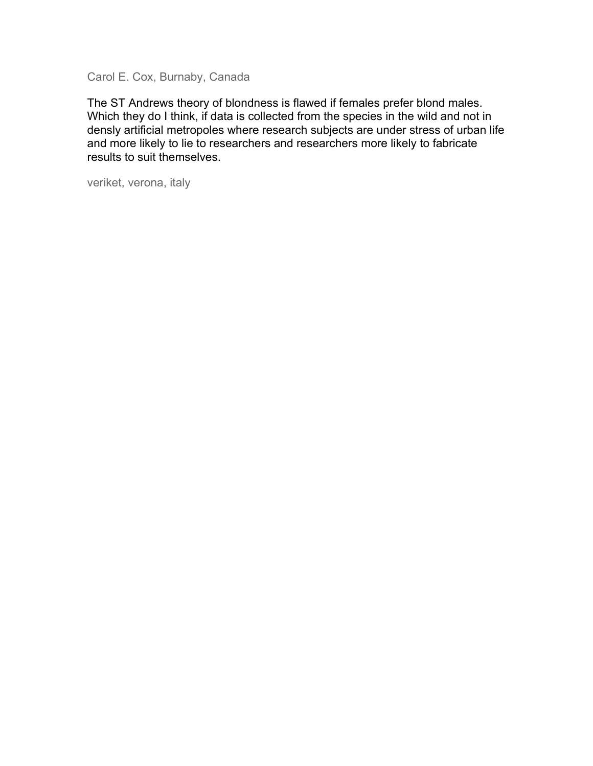Carol E. Cox, Burnaby, Canada

The ST Andrews theory of blondness is flawed if females prefer blond males. Which they do I think, if data is collected from the species in the wild and not in densly artificial metropoles where research subjects are under stress of urban life and more likely to lie to researchers and researchers more likely to fabricate results to suit themselves.

veriket, verona, italy